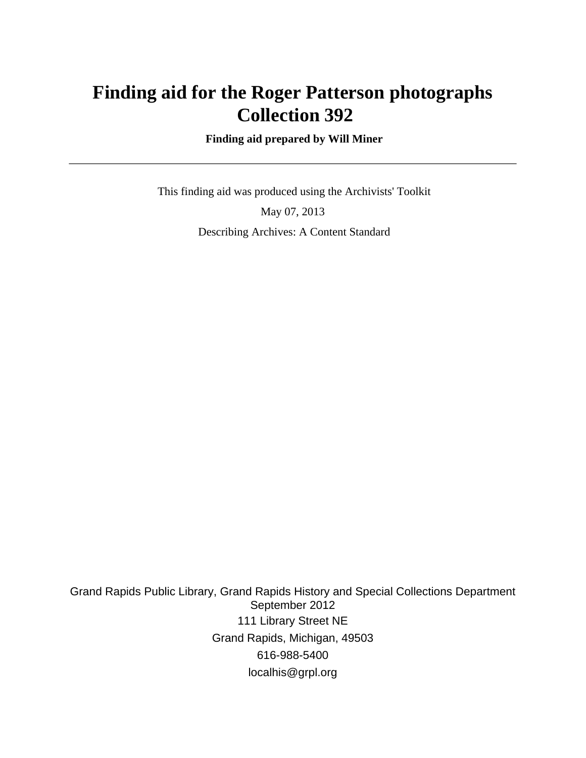# Finding aid for the Roger Patterson photographs Collection 392

**Finding aid prepared by Will Miner**

---

This finding aid was produced using the Archivists' Toolkit

May 07, 2013

Describing Archives: A Content Standard

Grand Rapids Public Library, Grand Rapids History and Special Collections Department
September 2012
111 Library Street NE
Grand Rapids, Michigan, 49503
616-988-5400
localhis@grpl.org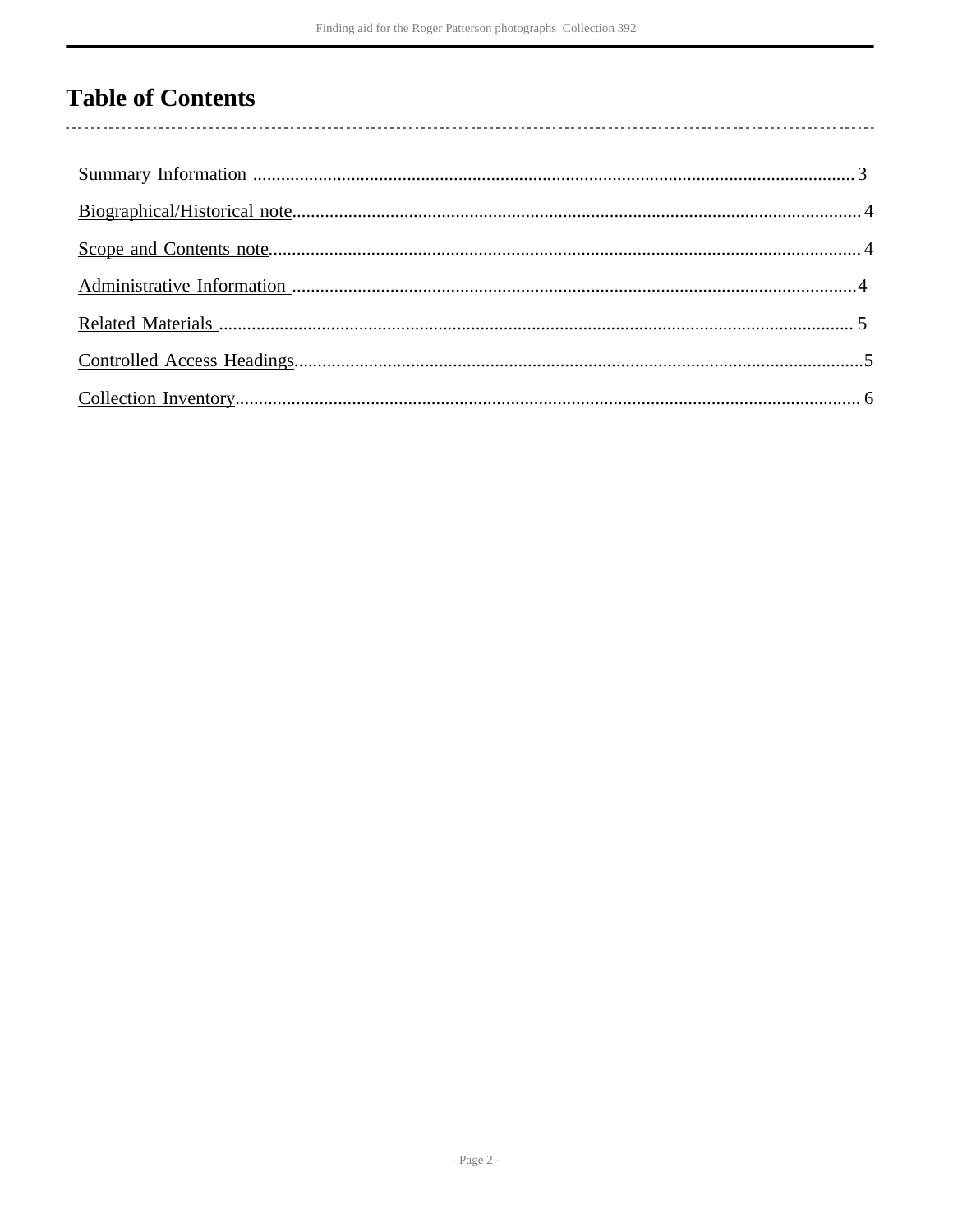# Table of Contents

- Summary Information .......... 3
- Biographical/Historical note .......... 4
- Scope and Contents note .......... 4
- Administrative Information .......... 4
- Related Materials .......... 5
- Controlled Access Headings .......... 5
- Collection Inventory .......... 6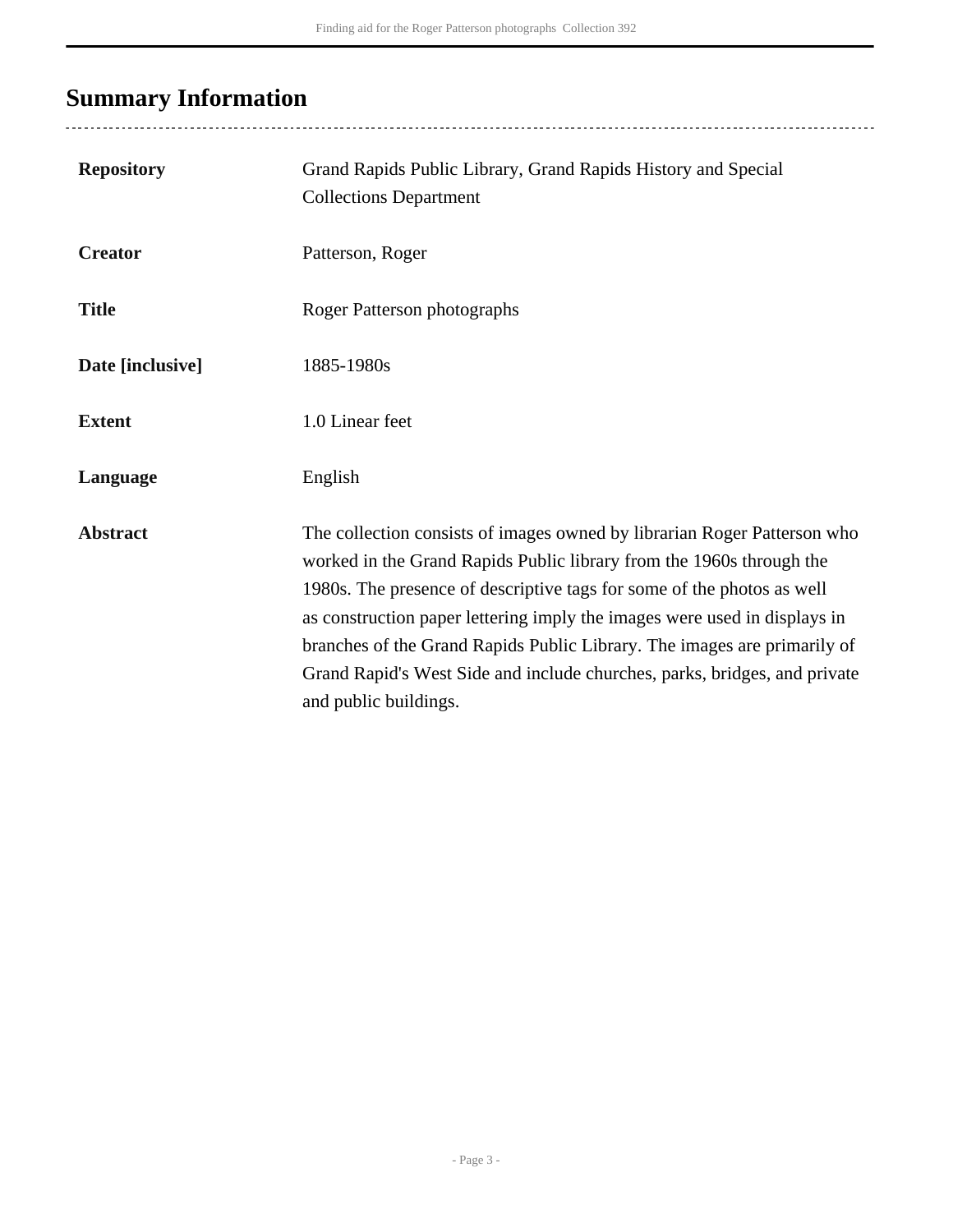## Summary Information

| | |
|---|---|
| **Repository** | Grand Rapids Public Library, Grand Rapids History and Special Collections Department |
| **Creator** | Patterson, Roger |
| **Title** | Roger Patterson photographs |
| **Date [inclusive]** | 1885-1980s |
| **Extent** | 1.0 Linear feet |
| **Language** | English |
| **Abstract** | The collection consists of images owned by librarian Roger Patterson who worked in the Grand Rapids Public library from the 1960s through the 1980s. The presence of descriptive tags for some of the photos as well as construction paper lettering imply the images were used in displays in branches of the Grand Rapids Public Library. The images are primarily of Grand Rapid's West Side and include churches, parks, bridges, and private and public buildings. |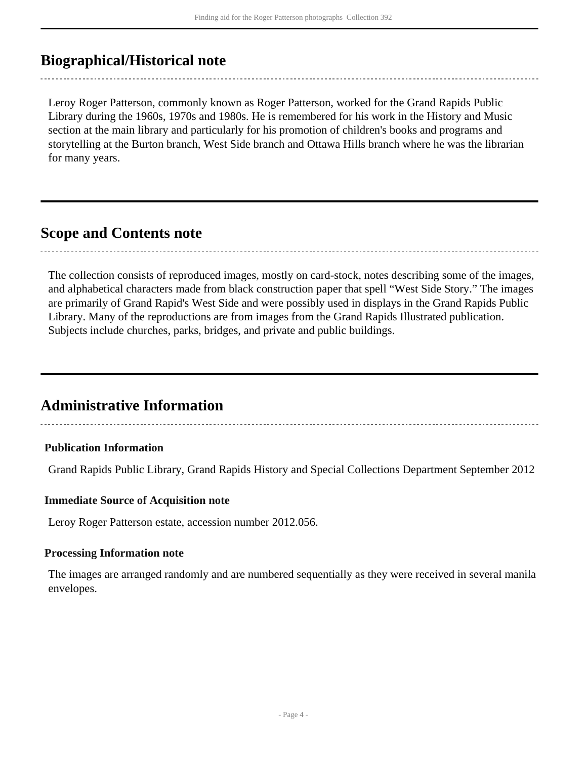## Biographical/Historical note

Leroy Roger Patterson, commonly known as Roger Patterson, worked for the Grand Rapids Public Library during the 1960s, 1970s and 1980s. He is remembered for his work in the History and Music section at the main library and particularly for his promotion of children's books and programs and storytelling at the Burton branch, West Side branch and Ottawa Hills branch where he was the librarian for many years.

## Scope and Contents note

The collection consists of reproduced images, mostly on card-stock, notes describing some of the images, and alphabetical characters made from black construction paper that spell “West Side Story.” The images are primarily of Grand Rapid's West Side and were possibly used in displays in the Grand Rapids Public Library. Many of the reproductions are from images from the Grand Rapids Illustrated publication. Subjects include churches, parks, bridges, and private and public buildings.

## Administrative Information

### Publication Information

Grand Rapids Public Library, Grand Rapids History and Special Collections Department September 2012

### Immediate Source of Acquisition note

Leroy Roger Patterson estate, accession number 2012.056.

### Processing Information note

The images are arranged randomly and are numbered sequentially as they were received in several manila envelopes.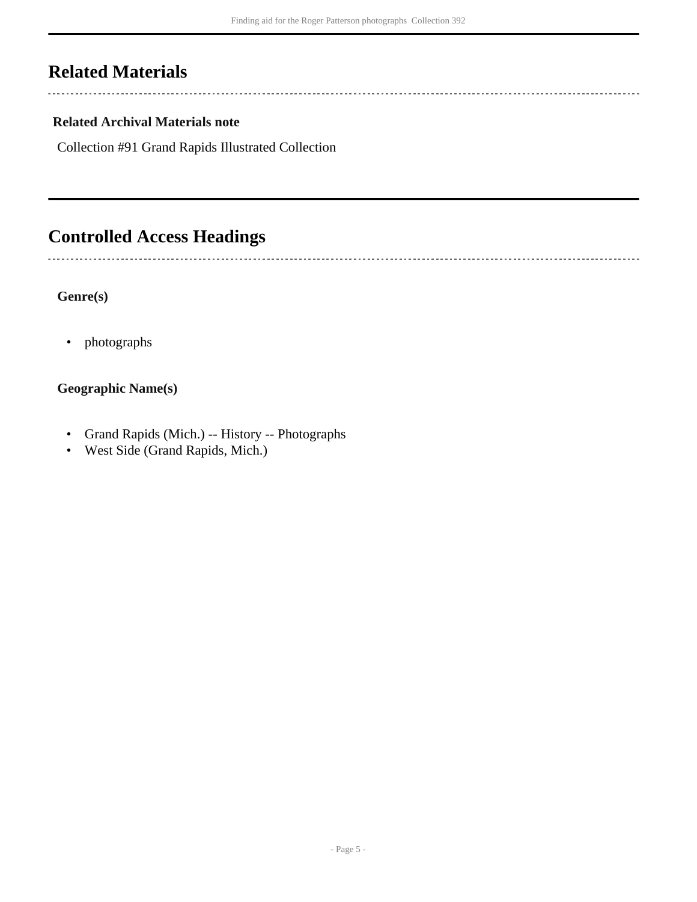## Related Materials

### Related Archival Materials note

Collection #91 Grand Rapids Illustrated Collection

## Controlled Access Headings

### Genre(s)

- photographs

### Geographic Name(s)

- Grand Rapids (Mich.) -- History -- Photographs
- West Side (Grand Rapids, Mich.)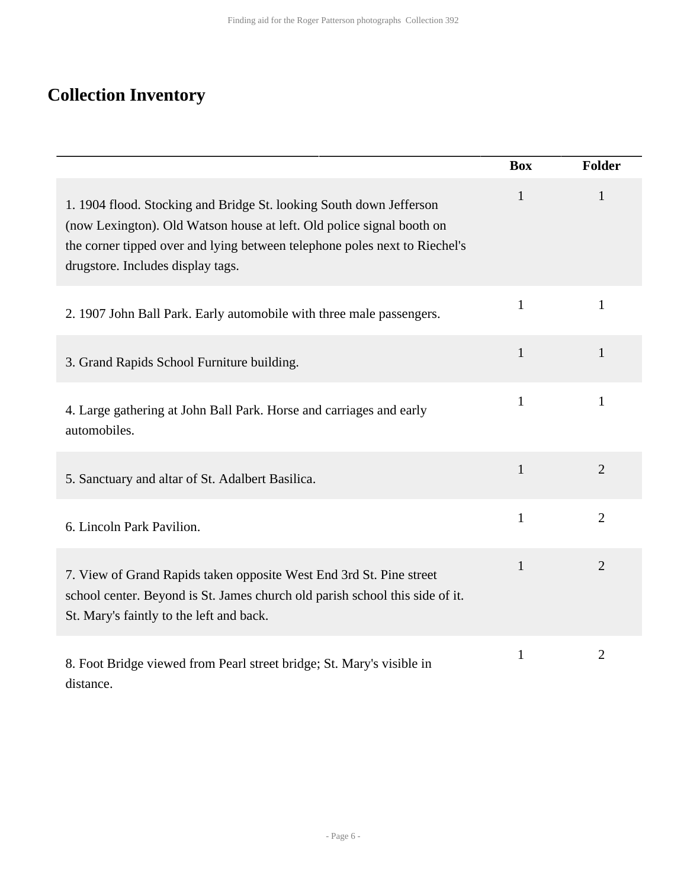## Collection Inventory

| | Box | Folder |
|---|---|---|
| 1. 1904 flood. Stocking and Bridge St. looking South down Jefferson (now Lexington). Old Watson house at left. Old police signal booth on the corner tipped over and lying between telephone poles next to Riechel's drugstore. Includes display tags. | 1 | 1 |
| 2. 1907 John Ball Park. Early automobile with three male passengers. | 1 | 1 |
| 3. Grand Rapids School Furniture building. | 1 | 1 |
| 4. Large gathering at John Ball Park. Horse and carriages and early automobiles. | 1 | 1 |
| 5. Sanctuary and altar of St. Adalbert Basilica. | 1 | 2 |
| 6. Lincoln Park Pavilion. | 1 | 2 |
| 7. View of Grand Rapids taken opposite West End 3rd St. Pine street school center. Beyond is St. James church old parish school this side of it. St. Mary's faintly to the left and back. | 1 | 2 |
| 8. Foot Bridge viewed from Pearl street bridge; St. Mary's visible in distance. | 1 | 2 |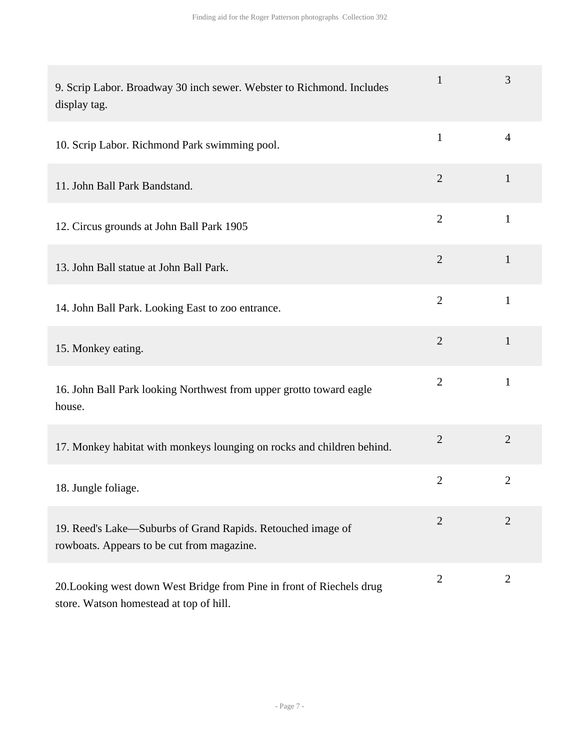| | | |
|---|---|---|
| 9. Scrip Labor. Broadway 30 inch sewer. Webster to Richmond. Includes display tag. | 1 | 3 |
| 10. Scrip Labor. Richmond Park swimming pool. | 1 | 4 |
| 11. John Ball Park Bandstand. | 2 | 1 |
| 12. Circus grounds at John Ball Park 1905 | 2 | 1 |
| 13. John Ball statue at John Ball Park. | 2 | 1 |
| 14. John Ball Park. Looking East to zoo entrance. | 2 | 1 |
| 15. Monkey eating. | 2 | 1 |
| 16. John Ball Park looking Northwest from upper grotto toward eagle house. | 2 | 1 |
| 17. Monkey habitat with monkeys lounging on rocks and children behind. | 2 | 2 |
| 18. Jungle foliage. | 2 | 2 |
| 19. Reed's Lake—Suburbs of Grand Rapids. Retouched image of rowboats. Appears to be cut from magazine. | 2 | 2 |
| 20.Looking west down West Bridge from Pine in front of Riechels drug store. Watson homestead at top of hill. | 2 | 2 |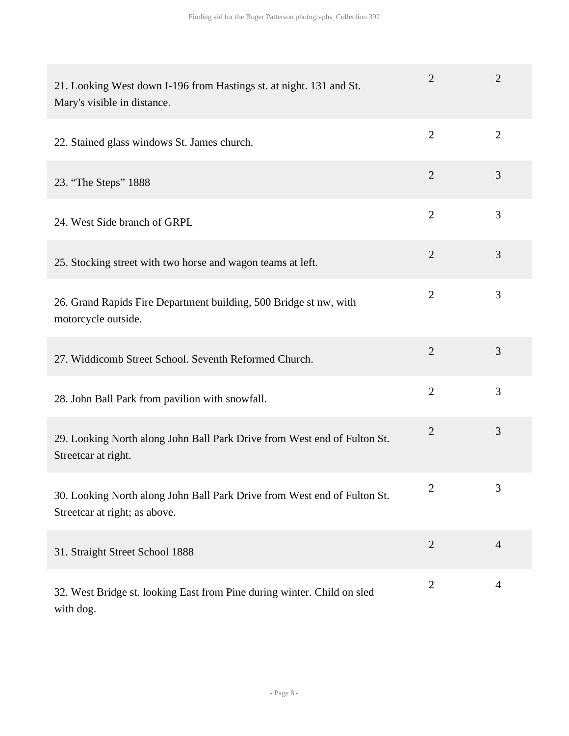| | | |
|---|---|---|
| 21. Looking West down I-196 from Hastings st. at night. 131 and St. Mary's visible in distance. | 2 | 2 |
| 22. Stained glass windows St. James church. | 2 | 2 |
| 23. “The Steps” 1888 | 2 | 3 |
| 24. West Side branch of GRPL | 2 | 3 |
| 25. Stocking street with two horse and wagon teams at left. | 2 | 3 |
| 26. Grand Rapids Fire Department building, 500 Bridge st nw, with motorcycle outside. | 2 | 3 |
| 27. Widdicomb Street School. Seventh Reformed Church. | 2 | 3 |
| 28. John Ball Park from pavilion with snowfall. | 2 | 3 |
| 29. Looking North along John Ball Park Drive from West end of Fulton St. Streetcar at right. | 2 | 3 |
| 30. Looking North along John Ball Park Drive from West end of Fulton St. Streetcar at right; as above. | 2 | 3 |
| 31. Straight Street School 1888 | 2 | 4 |
| 32. West Bridge st. looking East from Pine during winter. Child on sled with dog. | 2 | 4 |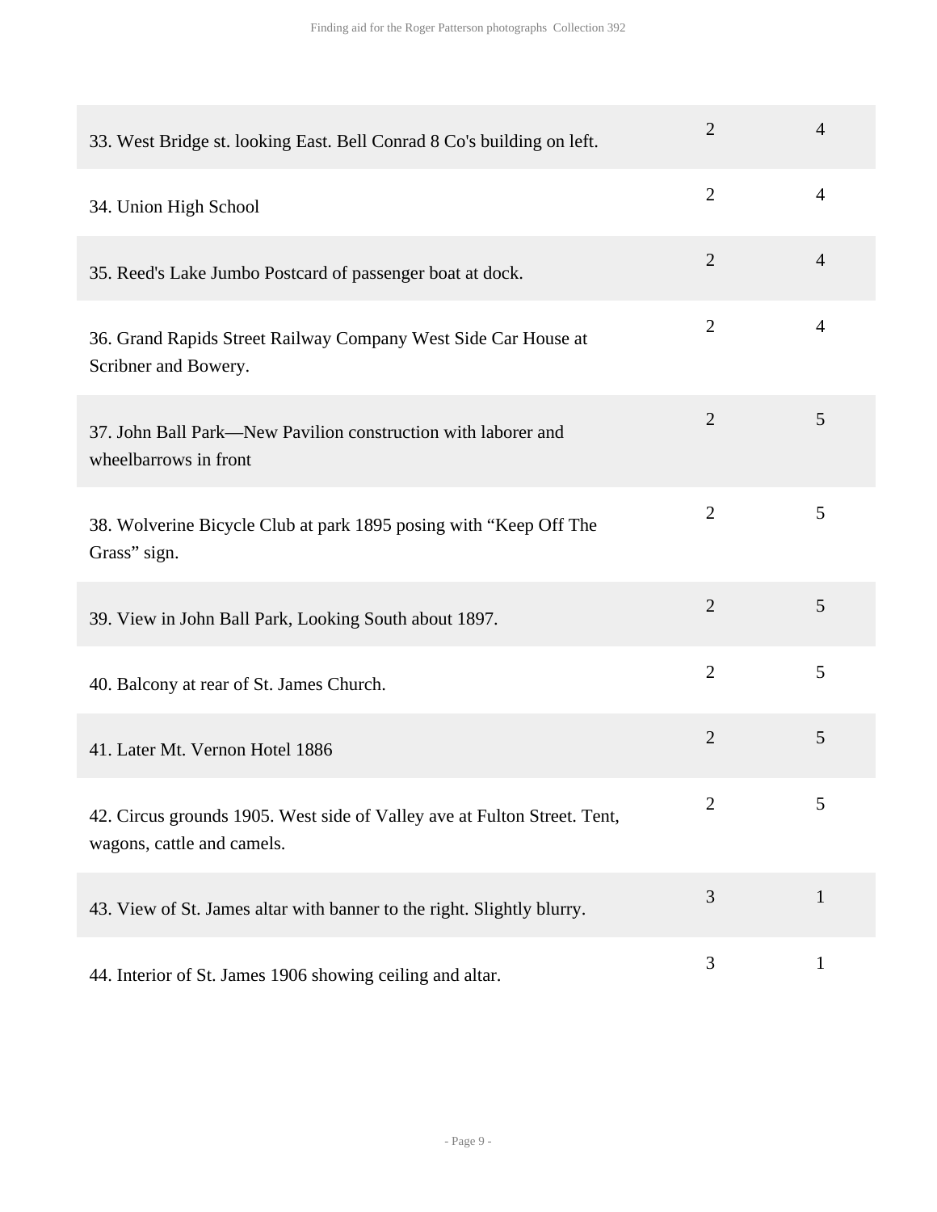| | | |
|---|---|---|
| 33. West Bridge st. looking East. Bell Conrad 8 Co's building on left. | 2 | 4 |
| 34. Union High School | 2 | 4 |
| 35. Reed's Lake Jumbo Postcard of passenger boat at dock. | 2 | 4 |
| 36. Grand Rapids Street Railway Company West Side Car House at Scribner and Bowery. | 2 | 4 |
| 37. John Ball Park—New Pavilion construction with laborer and wheelbarrows in front | 2 | 5 |
| 38. Wolverine Bicycle Club at park 1895 posing with “Keep Off The Grass” sign. | 2 | 5 |
| 39. View in John Ball Park, Looking South about 1897. | 2 | 5 |
| 40. Balcony at rear of St. James Church. | 2 | 5 |
| 41. Later Mt. Vernon Hotel 1886 | 2 | 5 |
| 42. Circus grounds 1905. West side of Valley ave at Fulton Street. Tent, wagons, cattle and camels. | 2 | 5 |
| 43. View of St. James altar with banner to the right. Slightly blurry. | 3 | 1 |
| 44. Interior of St. James 1906 showing ceiling and altar. | 3 | 1 |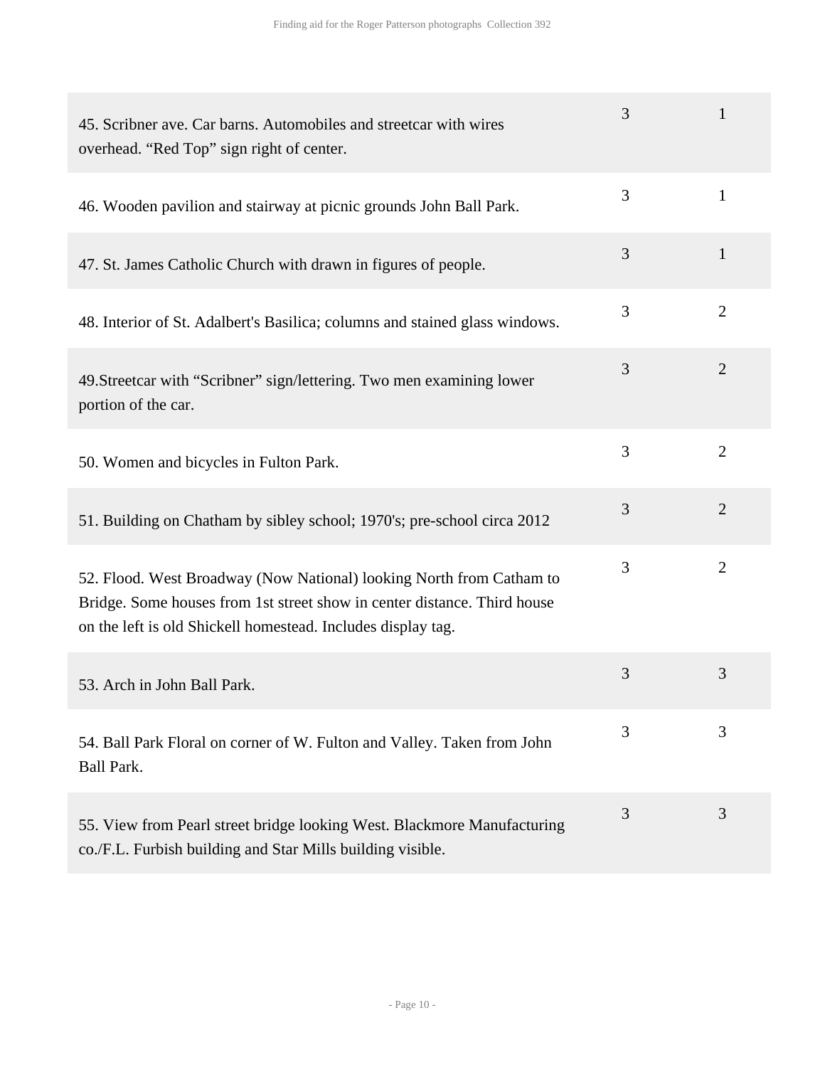| | | |
|---|---|---|
| 45. Scribner ave. Car barns. Automobiles and streetcar with wires overhead. “Red Top” sign right of center. | 3 | 1 |
| 46. Wooden pavilion and stairway at picnic grounds John Ball Park. | 3 | 1 |
| 47. St. James Catholic Church with drawn in figures of people. | 3 | 1 |
| 48. Interior of St. Adalbert's Basilica; columns and stained glass windows. | 3 | 2 |
| 49.Streetcar with “Scribner” sign/lettering. Two men examining lower portion of the car. | 3 | 2 |
| 50. Women and bicycles in Fulton Park. | 3 | 2 |
| 51. Building on Chatham by sibley school; 1970's; pre-school circa 2012 | 3 | 2 |
| 52. Flood. West Broadway (Now National) looking North from Catham to Bridge. Some houses from 1st street show in center distance. Third house on the left is old Shickell homestead. Includes display tag. | 3 | 2 |
| 53. Arch in John Ball Park. | 3 | 3 |
| 54. Ball Park Floral on corner of W. Fulton and Valley. Taken from John Ball Park. | 3 | 3 |
| 55. View from Pearl street bridge looking West. Blackmore Manufacturing co./F.L. Furbish building and Star Mills building visible. | 3 | 3 |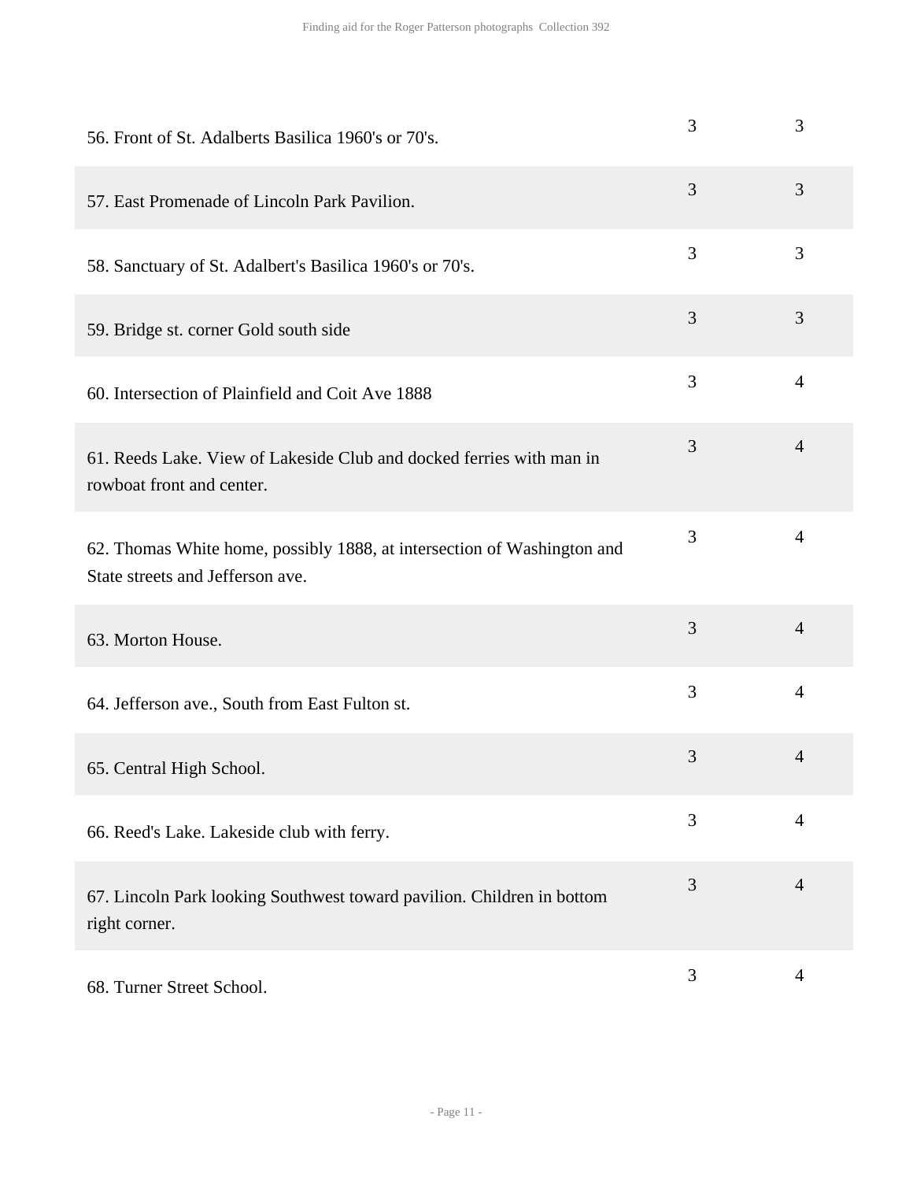| | | |
|---|---|---|
| 56. Front of St. Adalberts Basilica 1960's or 70's. | 3 | 3 |
| 57. East Promenade of Lincoln Park Pavilion. | 3 | 3 |
| 58. Sanctuary of St. Adalbert's Basilica 1960's or 70's. | 3 | 3 |
| 59. Bridge st. corner Gold south side | 3 | 3 |
| 60. Intersection of Plainfield and Coit Ave 1888 | 3 | 4 |
| 61. Reeds Lake. View of Lakeside Club and docked ferries with man in rowboat front and center. | 3 | 4 |
| 62. Thomas White home, possibly 1888, at intersection of Washington and State streets and Jefferson ave. | 3 | 4 |
| 63. Morton House. | 3 | 4 |
| 64. Jefferson ave., South from East Fulton st. | 3 | 4 |
| 65. Central High School. | 3 | 4 |
| 66. Reed's Lake. Lakeside club with ferry. | 3 | 4 |
| 67. Lincoln Park looking Southwest toward pavilion. Children in bottom right corner. | 3 | 4 |
| 68. Turner Street School. | 3 | 4 |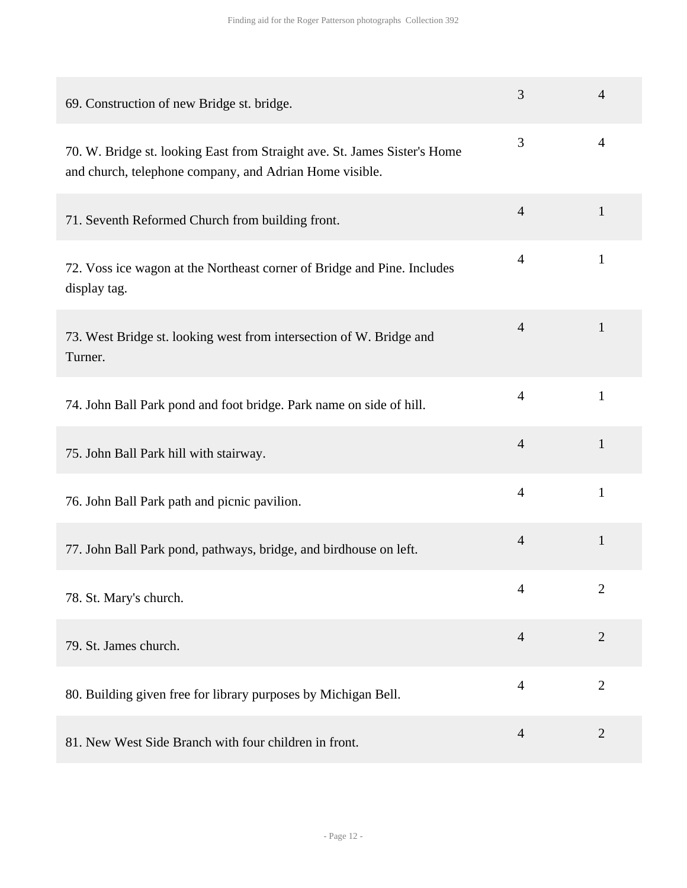| | | |
|---|---|---|
| 69. Construction of new Bridge st. bridge. | 3 | 4 |
| 70. W. Bridge st. looking East from Straight ave. St. James Sister's Home and church, telephone company, and Adrian Home visible. | 3 | 4 |
| 71. Seventh Reformed Church from building front. | 4 | 1 |
| 72. Voss ice wagon at the Northeast corner of Bridge and Pine. Includes display tag. | 4 | 1 |
| 73. West Bridge st. looking west from intersection of W. Bridge and Turner. | 4 | 1 |
| 74. John Ball Park pond and foot bridge. Park name on side of hill. | 4 | 1 |
| 75. John Ball Park hill with stairway. | 4 | 1 |
| 76. John Ball Park path and picnic pavilion. | 4 | 1 |
| 77. John Ball Park pond, pathways, bridge, and birdhouse on left. | 4 | 1 |
| 78. St. Mary's church. | 4 | 2 |
| 79. St. James church. | 4 | 2 |
| 80. Building given free for library purposes by Michigan Bell. | 4 | 2 |
| 81. New West Side Branch with four children in front. | 4 | 2 |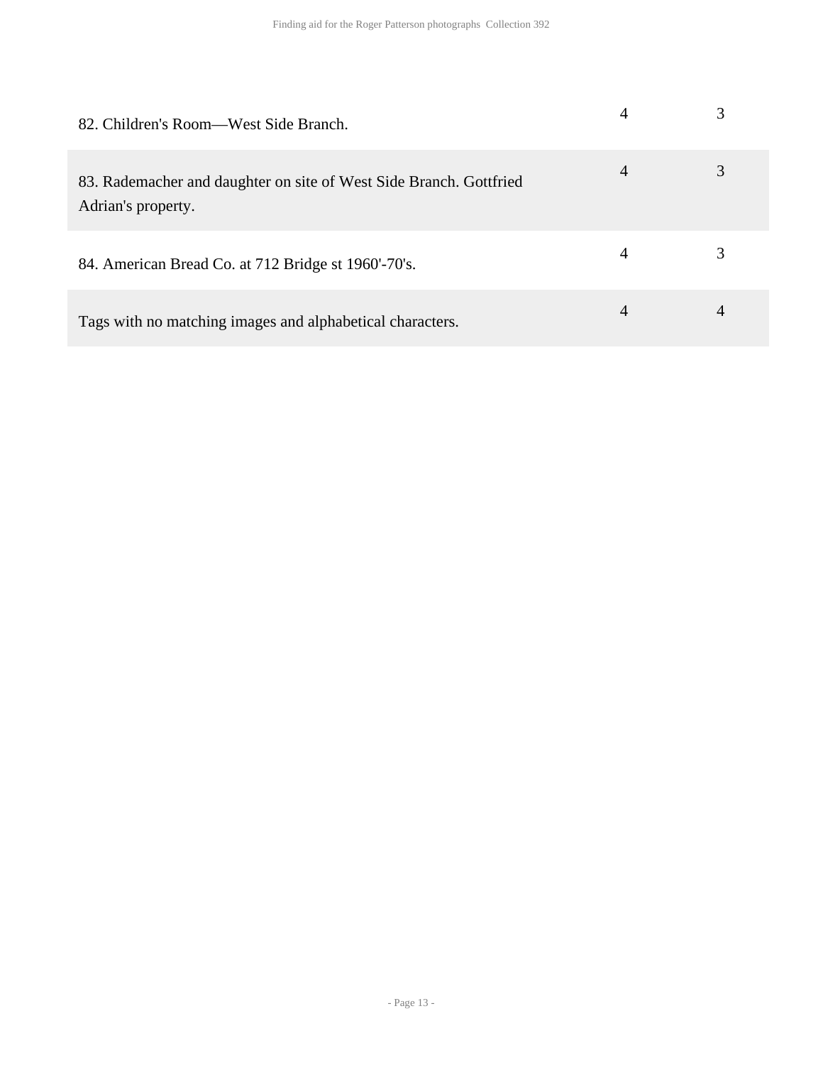| | | |
|---|---|---|
| 82. Children's Room—West Side Branch. | 4 | 3 |
| 83. Rademacher and daughter on site of West Side Branch. Gottfried Adrian's property. | 4 | 3 |
| 84. American Bread Co. at 712 Bridge st 1960'-70's. | 4 | 3 |
| Tags with no matching images and alphabetical characters. | 4 | 4 |